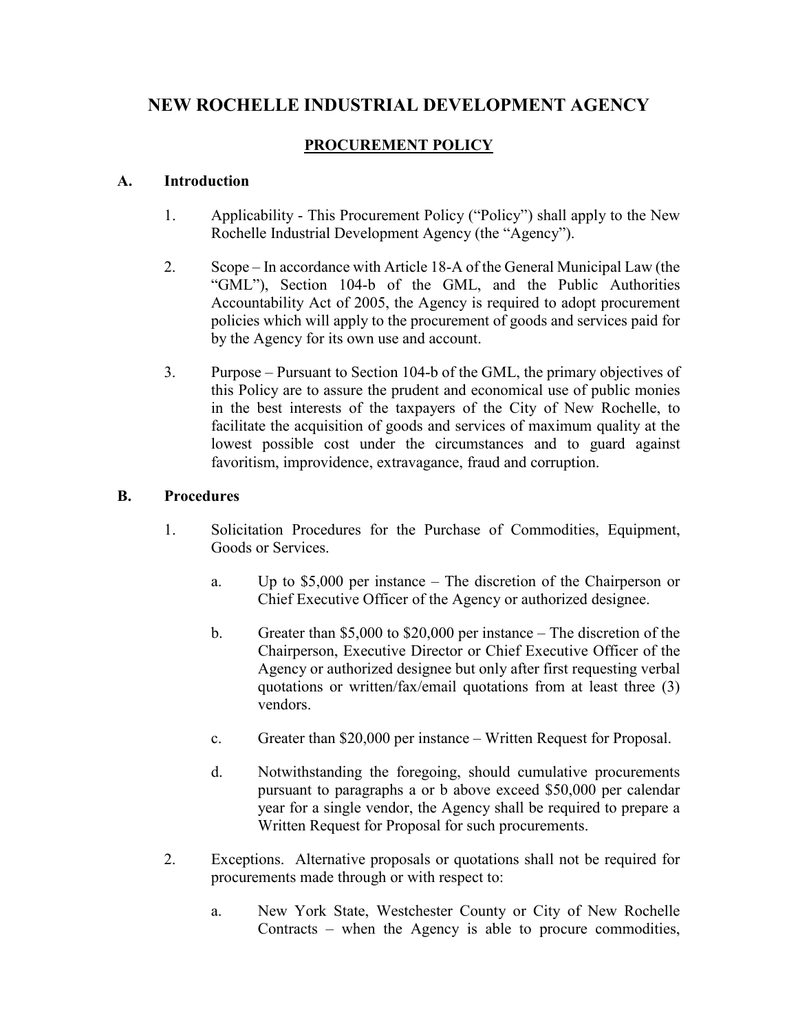# NEW ROCHELLE INDUSTRIAL DEVELOPMENT AGENCY

## PROCUREMENT POLICY

### A. Introduction

1. Applicability - This Procurement Policy ("Policy") shall apply to the New Rochelle Industrial Development Agency (the "Agency").

2. Scope – In accordance with Article 18-A of the General Municipal Law (the "GML"), Section 104-b of the GML, and the Public Authorities Accountability Act of 2005, the Agency is required to adopt procurement policies which will apply to the procurement of goods and services paid for by the Agency for its own use and account.

3. Purpose – Pursuant to Section 104-b of the GML, the primary objectives of this Policy are to assure the prudent and economical use of public monies in the best interests of the taxpayers of the City of New Rochelle, to facilitate the acquisition of goods and services of maximum quality at the lowest possible cost under the circumstances and to guard against favoritism, improvidence, extravagance, fraud and corruption.

### B. Procedures

1. Solicitation Procedures for the Purchase of Commodities, Equipment, Goods or Services.

   a. Up to $5,000 per instance – The discretion of the Chairperson or Chief Executive Officer of the Agency or authorized designee.

   b. Greater than $5,000 to $20,000 per instance – The discretion of the Chairperson, Executive Director or Chief Executive Officer of the Agency or authorized designee but only after first requesting verbal quotations or written/fax/email quotations from at least three (3) vendors.

   c. Greater than $20,000 per instance – Written Request for Proposal.

   d. Notwithstanding the foregoing, should cumulative procurements pursuant to paragraphs a or b above exceed $50,000 per calendar year for a single vendor, the Agency shall be required to prepare a Written Request for Proposal for such procurements.

2. Exceptions. Alternative proposals or quotations shall not be required for procurements made through or with respect to:

   a. New York State, Westchester County or City of New Rochelle Contracts – when the Agency is able to procure commodities,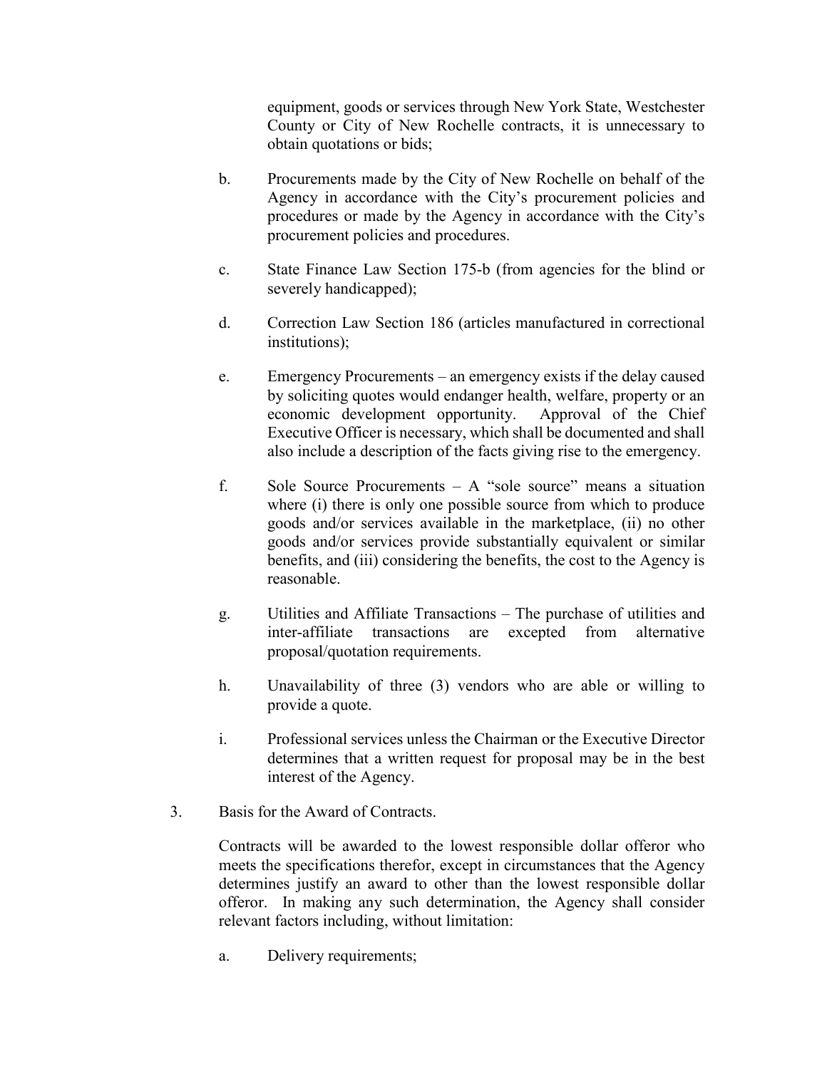equipment, goods or services through New York State, Westchester County or City of New Rochelle contracts, it is unnecessary to obtain quotations or bids;

b. Procurements made by the City of New Rochelle on behalf of the Agency in accordance with the City's procurement policies and procedures or made by the Agency in accordance with the City's procurement policies and procedures.

c. State Finance Law Section 175-b (from agencies for the blind or severely handicapped);

d. Correction Law Section 186 (articles manufactured in correctional institutions);

e. Emergency Procurements – an emergency exists if the delay caused by soliciting quotes would endanger health, welfare, property or an economic development opportunity. Approval of the Chief Executive Officer is necessary, which shall be documented and shall also include a description of the facts giving rise to the emergency.

f. Sole Source Procurements – A "sole source" means a situation where (i) there is only one possible source from which to produce goods and/or services available in the marketplace, (ii) no other goods and/or services provide substantially equivalent or similar benefits, and (iii) considering the benefits, the cost to the Agency is reasonable.

g. Utilities and Affiliate Transactions – The purchase of utilities and inter-affiliate transactions are excepted from alternative proposal/quotation requirements.

h. Unavailability of three (3) vendors who are able or willing to provide a quote.

i. Professional services unless the Chairman or the Executive Director determines that a written request for proposal may be in the best interest of the Agency.

3. Basis for the Award of Contracts.

Contracts will be awarded to the lowest responsible dollar offeror who meets the specifications therefor, except in circumstances that the Agency determines justify an award to other than the lowest responsible dollar offeror. In making any such determination, the Agency shall consider relevant factors including, without limitation:

a. Delivery requirements;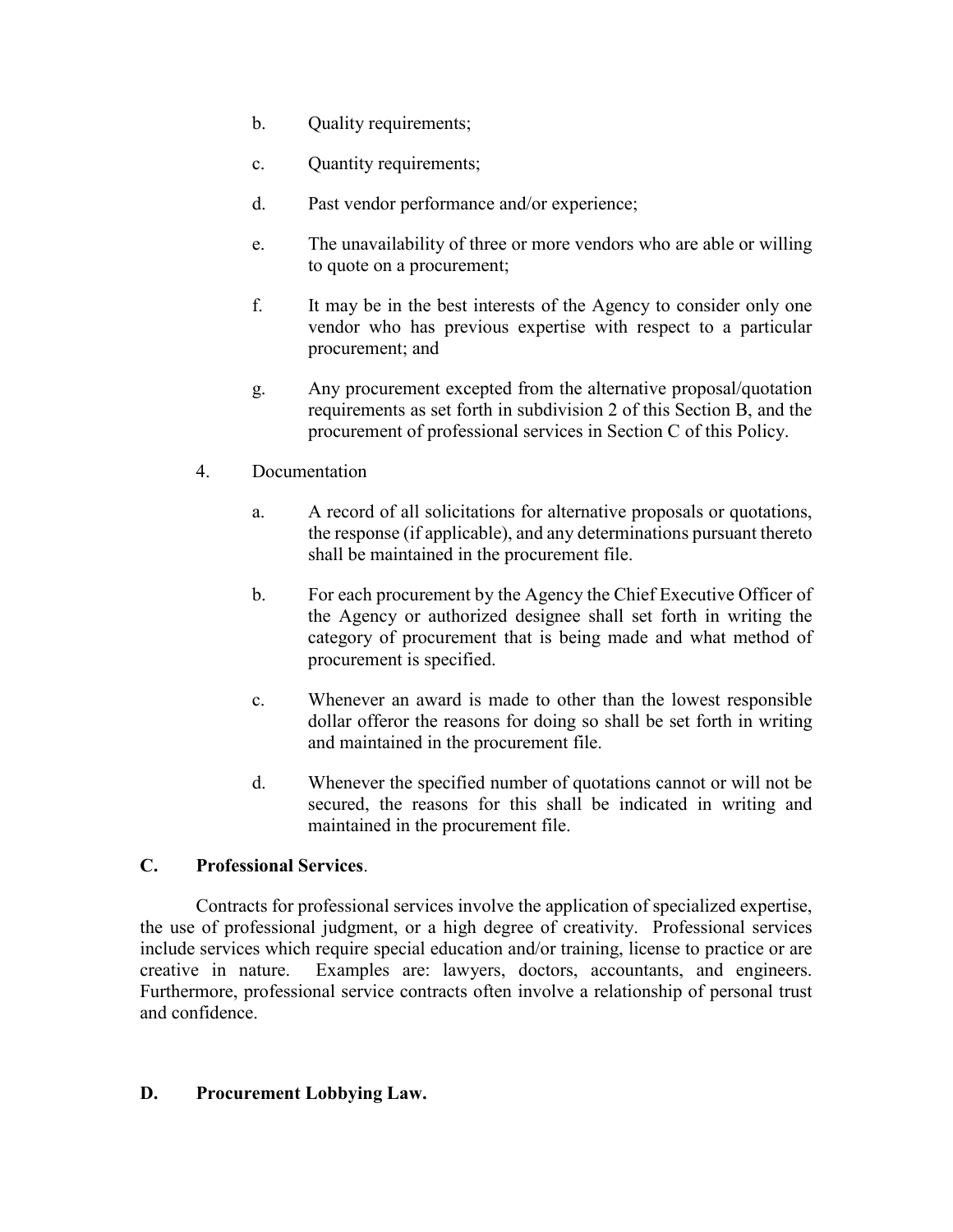b. Quality requirements;

c. Quantity requirements;

d. Past vendor performance and/or experience;

e. The unavailability of three or more vendors who are able or willing to quote on a procurement;

f. It may be in the best interests of the Agency to consider only one vendor who has previous expertise with respect to a particular procurement; and

g. Any procurement excepted from the alternative proposal/quotation requirements as set forth in subdivision 2 of this Section B, and the procurement of professional services in Section C of this Policy.

4. Documentation

a. A record of all solicitations for alternative proposals or quotations, the response (if applicable), and any determinations pursuant thereto shall be maintained in the procurement file.

b. For each procurement by the Agency the Chief Executive Officer of the Agency or authorized designee shall set forth in writing the category of procurement that is being made and what method of procurement is specified.

c. Whenever an award is made to other than the lowest responsible dollar offeror the reasons for doing so shall be set forth in writing and maintained in the procurement file.

d. Whenever the specified number of quotations cannot or will not be secured, the reasons for this shall be indicated in writing and maintained in the procurement file.

## C. Professional Services.

Contracts for professional services involve the application of specialized expertise, the use of professional judgment, or a high degree of creativity. Professional services include services which require special education and/or training, license to practice or are creative in nature. Examples are: lawyers, doctors, accountants, and engineers. Furthermore, professional service contracts often involve a relationship of personal trust and confidence.

## D. Procurement Lobbying Law.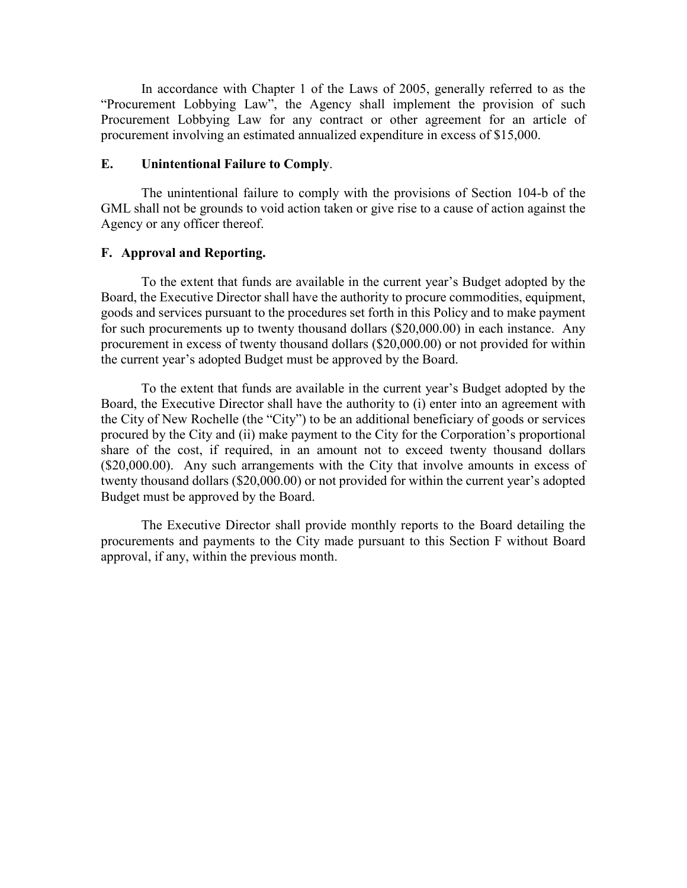In accordance with Chapter 1 of the Laws of 2005, generally referred to as the "Procurement Lobbying Law", the Agency shall implement the provision of such Procurement Lobbying Law for any contract or other agreement for an article of procurement involving an estimated annualized expenditure in excess of $15,000.

**E. Unintentional Failure to Comply**.

The unintentional failure to comply with the provisions of Section 104-b of the GML shall not be grounds to void action taken or give rise to a cause of action against the Agency or any officer thereof.

**F. Approval and Reporting.**

To the extent that funds are available in the current year's Budget adopted by the Board, the Executive Director shall have the authority to procure commodities, equipment, goods and services pursuant to the procedures set forth in this Policy and to make payment for such procurements up to twenty thousand dollars ($20,000.00) in each instance. Any procurement in excess of twenty thousand dollars ($20,000.00) or not provided for within the current year's adopted Budget must be approved by the Board.

To the extent that funds are available in the current year's Budget adopted by the Board, the Executive Director shall have the authority to (i) enter into an agreement with the City of New Rochelle (the "City") to be an additional beneficiary of goods or services procured by the City and (ii) make payment to the City for the Corporation's proportional share of the cost, if required, in an amount not to exceed twenty thousand dollars ($20,000.00). Any such arrangements with the City that involve amounts in excess of twenty thousand dollars ($20,000.00) or not provided for within the current year's adopted Budget must be approved by the Board.

The Executive Director shall provide monthly reports to the Board detailing the procurements and payments to the City made pursuant to this Section F without Board approval, if any, within the previous month.